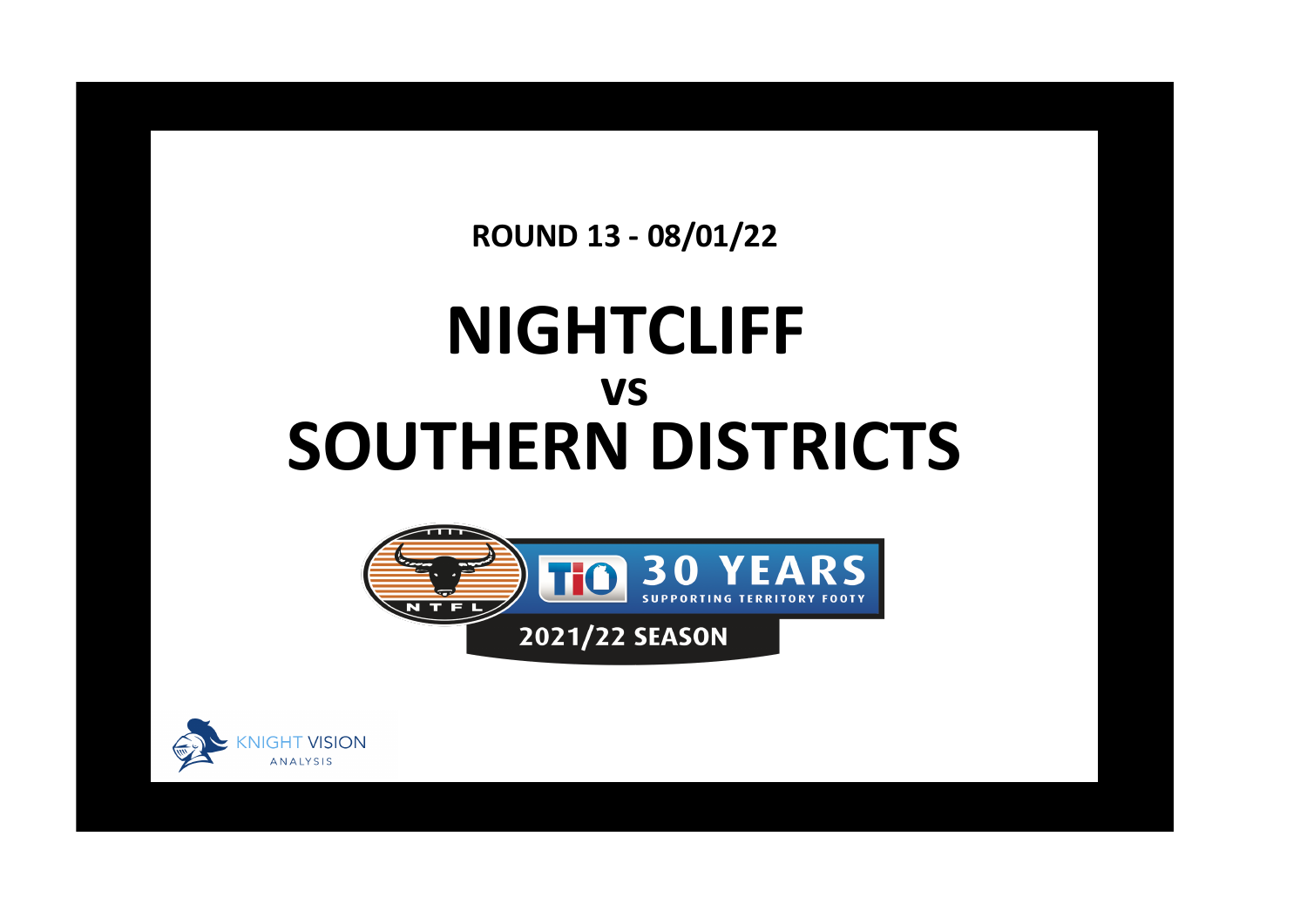**ROUND 13 - 08/01/22**

# NIGHTCLIFF
## vs
# SOUTHERN DISTRICTS

NTFL

TIO 30 YEARS SUPPORTING TERRITORY FOOTY

2021/22 SEASON

KNIGHT VISION ANALYSIS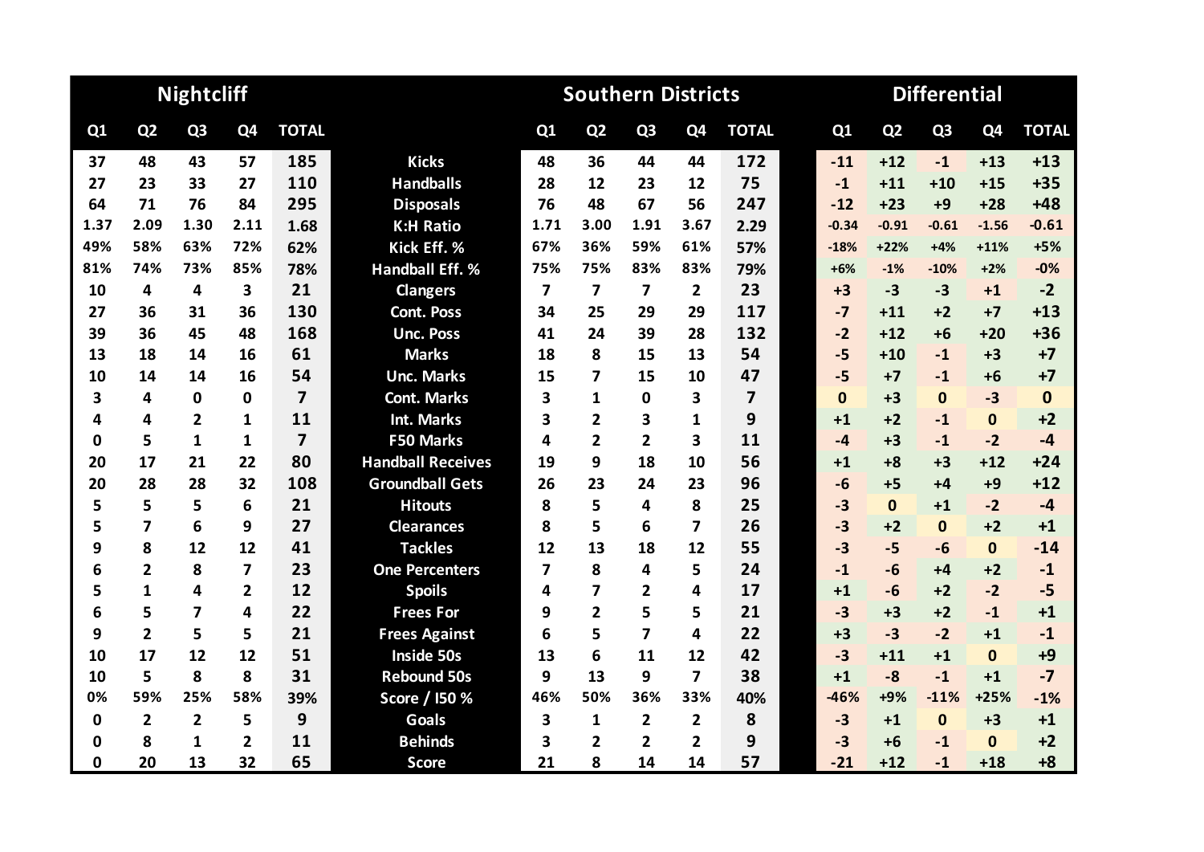| Nightcliff | | | | | | Southern Districts | | | | | Differential | | | | |
|---|---|---|---|---|---|---|---|---|---|---|---|---|---|---|---|
| Q1 | Q2 | Q3 | Q4 | TOTAL | | Q1 | Q2 | Q3 | Q4 | TOTAL | Q1 | Q2 | Q3 | Q4 | TOTAL |
| 37 | 48 | 43 | 57 | 185 | Kicks | 48 | 36 | 44 | 44 | 172 | -11 | +12 | -1 | +13 | +13 |
| 27 | 23 | 33 | 27 | 110 | Handballs | 28 | 12 | 23 | 12 | 75 | -1 | +11 | +10 | +15 | +35 |
| 64 | 71 | 76 | 84 | 295 | Disposals | 76 | 48 | 67 | 56 | 247 | -12 | +23 | +9 | +28 | +48 |
| 1.37 | 2.09 | 1.30 | 2.11 | 1.68 | K:H Ratio | 1.71 | 3.00 | 1.91 | 3.67 | 2.29 | -0.34 | -0.91 | -0.61 | -1.56 | -0.61 |
| 49% | 58% | 63% | 72% | 62% | Kick Eff. % | 67% | 36% | 59% | 61% | 57% | -18% | +22% | +4% | +11% | +5% |
| 81% | 74% | 73% | 85% | 78% | Handball Eff. % | 75% | 75% | 83% | 83% | 79% | +6% | -1% | -10% | +2% | -0% |
| 10 | 4 | 4 | 3 | 21 | Clangers | 7 | 7 | 7 | 2 | 23 | +3 | -3 | -3 | +1 | -2 |
| 27 | 36 | 31 | 36 | 130 | Cont. Poss | 34 | 25 | 29 | 29 | 117 | -7 | +11 | +2 | +7 | +13 |
| 39 | 36 | 45 | 48 | 168 | Unc. Poss | 41 | 24 | 39 | 28 | 132 | -2 | +12 | +6 | +20 | +36 |
| 13 | 18 | 14 | 16 | 61 | Marks | 18 | 8 | 15 | 13 | 54 | -5 | +10 | -1 | +3 | +7 |
| 10 | 14 | 14 | 16 | 54 | Unc. Marks | 15 | 7 | 15 | 10 | 47 | -5 | +7 | -1 | +6 | +7 |
| 3 | 4 | 0 | 0 | 7 | Cont. Marks | 3 | 1 | 0 | 3 | 7 | 0 | +3 | 0 | -3 | 0 |
| 4 | 4 | 2 | 1 | 11 | Int. Marks | 3 | 2 | 3 | 1 | 9 | +1 | +2 | -1 | 0 | +2 |
| 0 | 5 | 1 | 1 | 7 | F50 Marks | 4 | 2 | 2 | 3 | 11 | -4 | +3 | -1 | -2 | -4 |
| 20 | 17 | 21 | 22 | 80 | Handball Receives | 19 | 9 | 18 | 10 | 56 | +1 | +8 | +3 | +12 | +24 |
| 20 | 28 | 28 | 32 | 108 | Groundball Gets | 26 | 23 | 24 | 23 | 96 | -6 | +5 | +4 | +9 | +12 |
| 5 | 5 | 5 | 6 | 21 | Hitouts | 8 | 5 | 4 | 8 | 25 | -3 | 0 | +1 | -2 | -4 |
| 5 | 7 | 6 | 9 | 27 | Clearances | 8 | 5 | 6 | 7 | 26 | -3 | +2 | 0 | +2 | +1 |
| 9 | 8 | 12 | 12 | 41 | Tackles | 12 | 13 | 18 | 12 | 55 | -3 | -5 | -6 | 0 | -14 |
| 6 | 2 | 8 | 7 | 23 | One Percenters | 7 | 8 | 4 | 5 | 24 | -1 | -6 | +4 | +2 | -1 |
| 5 | 1 | 4 | 2 | 12 | Spoils | 4 | 7 | 2 | 4 | 17 | +1 | -6 | +2 | -2 | -5 |
| 6 | 5 | 7 | 4 | 22 | Frees For | 9 | 2 | 5 | 5 | 21 | -3 | +3 | +2 | -1 | +1 |
| 9 | 2 | 5 | 5 | 21 | Frees Against | 6 | 5 | 7 | 4 | 22 | +3 | -3 | -2 | +1 | -1 |
| 10 | 17 | 12 | 12 | 51 | Inside 50s | 13 | 6 | 11 | 12 | 42 | -3 | +11 | +1 | 0 | +9 |
| 10 | 5 | 8 | 8 | 31 | Rebound 50s | 9 | 13 | 9 | 7 | 38 | +1 | -8 | -1 | +1 | -7 |
| 0% | 59% | 25% | 58% | 39% | Score / I50 % | 46% | 50% | 36% | 33% | 40% | -46% | +9% | -11% | +25% | -1% |
| 0 | 2 | 2 | 5 | 9 | Goals | 3 | 1 | 2 | 2 | 8 | -3 | +1 | 0 | +3 | +1 |
| 0 | 8 | 1 | 2 | 11 | Behinds | 3 | 2 | 2 | 2 | 9 | -3 | +6 | -1 | 0 | +2 |
| 0 | 20 | 13 | 32 | 65 | Score | 21 | 8 | 14 | 14 | 57 | -21 | +12 | -1 | +18 | +8 |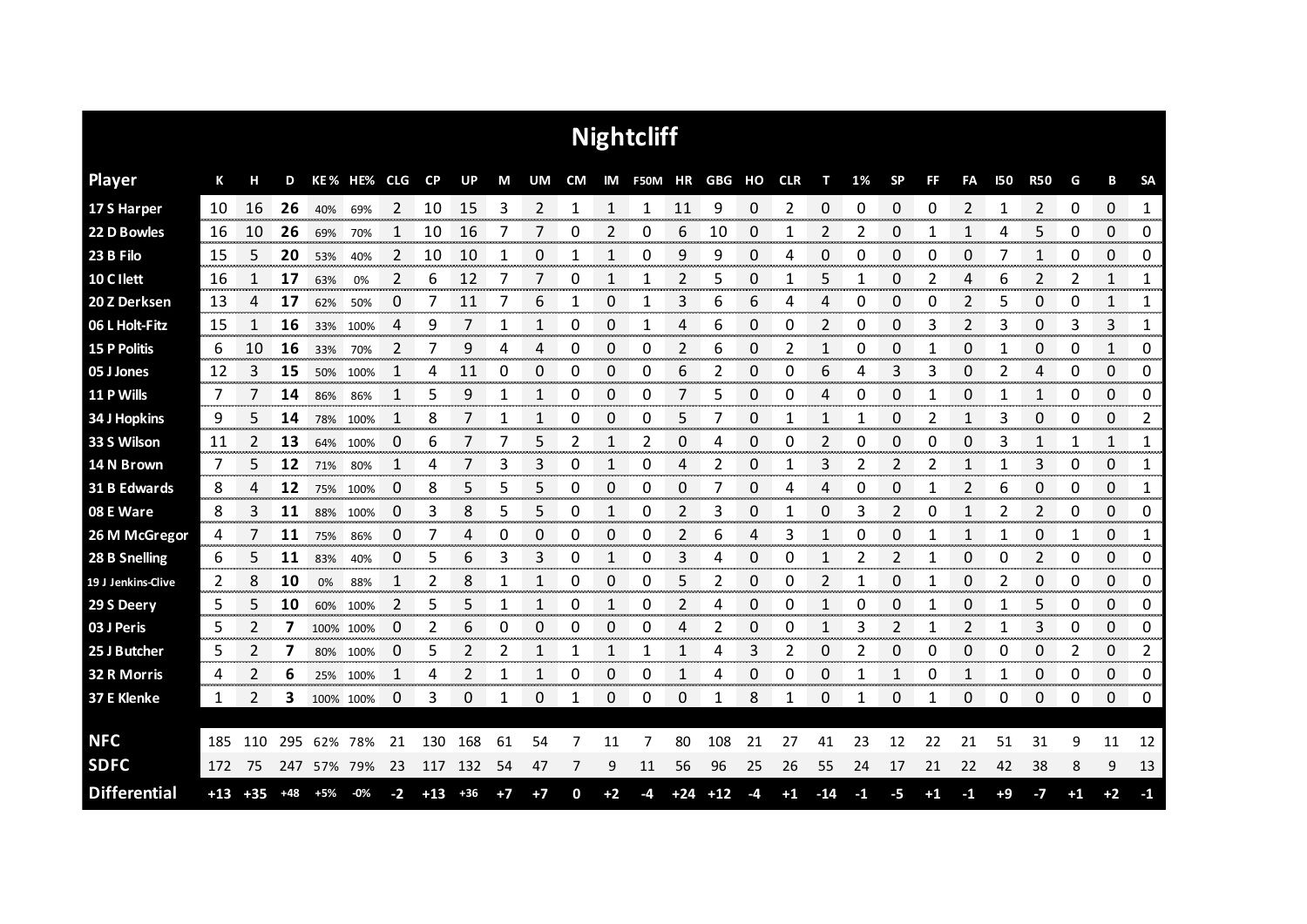# Nightcliff

| Player | K | H | D | KE % | HE% | CLG | CP | UP | M | UM | CM | IM | F50M | HR | GBG | HO | CLR | T | 1% | SP | FF | FA | I50 | R50 | G | B | SA |
|---|---|---|---|---|---|---|---|---|---|---|---|---|---|---|---|---|---|---|---|---|---|---|---|---|---|---|---|
| 17 S Harper | 10 | 16 | **26** | 40% | 69% | 2 | 10 | 15 | 3 | 2 | 1 | 1 | 1 | 11 | 9 | 0 | 2 | 0 | 0 | 0 | 0 | 2 | 1 | 2 | 0 | 0 | 1 |
| 22 D Bowles | 16 | 10 | **26** | 69% | 70% | 1 | 10 | 16 | 7 | 7 | 0 | 2 | 0 | 6 | 10 | 0 | 1 | 2 | 2 | 0 | 1 | 1 | 4 | 5 | 0 | 0 | 0 |
| 23 B Filo | 15 | 5 | **20** | 53% | 40% | 2 | 10 | 10 | 1 | 0 | 1 | 1 | 0 | 9 | 9 | 0 | 4 | 0 | 0 | 0 | 0 | 0 | 7 | 1 | 0 | 0 | 0 |
| 10 C Ilett | 16 | 1 | **17** | 63% | 0% | 2 | 6 | 12 | 7 | 7 | 0 | 1 | 1 | 2 | 5 | 0 | 1 | 5 | 1 | 0 | 2 | 4 | 6 | 2 | 2 | 1 | 1 |
| 20 Z Derksen | 13 | 4 | **17** | 62% | 50% | 0 | 7 | 11 | 7 | 6 | 1 | 0 | 1 | 3 | 6 | 6 | 4 | 4 | 0 | 0 | 0 | 2 | 5 | 0 | 0 | 1 | 1 |
| 06 L Holt-Fitz | 15 | 1 | **16** | 33% | 100% | 4 | 9 | 7 | 1 | 1 | 0 | 0 | 1 | 4 | 6 | 0 | 0 | 2 | 0 | 0 | 3 | 2 | 3 | 0 | 3 | 3 | 1 |
| 15 P Politis | 6 | 10 | **16** | 33% | 70% | 2 | 7 | 9 | 4 | 4 | 0 | 0 | 0 | 2 | 6 | 0 | 2 | 1 | 0 | 0 | 1 | 0 | 1 | 0 | 0 | 1 | 0 |
| 05 J Jones | 12 | 3 | **15** | 50% | 100% | 1 | 4 | 11 | 0 | 0 | 0 | 0 | 0 | 6 | 2 | 0 | 0 | 6 | 4 | 3 | 3 | 0 | 2 | 4 | 0 | 0 | 0 |
| 11 P Wills | 7 | 7 | **14** | 86% | 86% | 1 | 5 | 9 | 1 | 1 | 0 | 0 | 0 | 7 | 5 | 0 | 0 | 4 | 0 | 0 | 1 | 0 | 1 | 1 | 0 | 0 | 0 |
| 34 J Hopkins | 9 | 5 | **14** | 78% | 100% | 1 | 8 | 7 | 1 | 1 | 0 | 0 | 0 | 5 | 7 | 0 | 1 | 1 | 1 | 0 | 2 | 1 | 3 | 0 | 0 | 0 | 2 |
| 33 S Wilson | 11 | 2 | **13** | 64% | 100% | 0 | 6 | 7 | 7 | 5 | 2 | 1 | 2 | 0 | 4 | 0 | 0 | 2 | 0 | 0 | 0 | 0 | 3 | 1 | 1 | 1 | 1 |
| 14 N Brown | 7 | 5 | **12** | 71% | 80% | 1 | 4 | 7 | 3 | 3 | 0 | 1 | 0 | 4 | 2 | 0 | 1 | 3 | 2 | 2 | 2 | 1 | 1 | 3 | 0 | 0 | 1 |
| 31 B Edwards | 8 | 4 | **12** | 75% | 100% | 0 | 8 | 5 | 5 | 5 | 0 | 0 | 0 | 0 | 7 | 0 | 4 | 4 | 0 | 0 | 1 | 2 | 6 | 0 | 0 | 0 | 1 |
| 08 E Ware | 8 | 3 | **11** | 88% | 100% | 0 | 3 | 8 | 5 | 5 | 0 | 1 | 0 | 2 | 3 | 0 | 1 | 0 | 3 | 2 | 0 | 1 | 2 | 2 | 0 | 0 | 0 |
| 26 M McGregor | 4 | 7 | **11** | 75% | 86% | 0 | 7 | 4 | 0 | 0 | 0 | 0 | 0 | 2 | 6 | 4 | 3 | 1 | 0 | 0 | 1 | 1 | 1 | 0 | 1 | 0 | 1 |
| 28 B Snelling | 6 | 5 | **11** | 83% | 40% | 0 | 5 | 6 | 3 | 3 | 0 | 1 | 0 | 3 | 4 | 0 | 0 | 1 | 2 | 2 | 1 | 0 | 0 | 2 | 0 | 0 | 0 |
| 19 J Jenkins-Clive | 2 | 8 | **10** | 0% | 88% | 1 | 2 | 8 | 1 | 1 | 0 | 0 | 0 | 5 | 2 | 0 | 0 | 2 | 1 | 0 | 1 | 0 | 2 | 0 | 0 | 0 | 0 |
| 29 S Deery | 5 | 5 | **10** | 60% | 100% | 2 | 5 | 5 | 1 | 1 | 0 | 1 | 0 | 2 | 4 | 0 | 0 | 1 | 0 | 0 | 1 | 0 | 1 | 5 | 0 | 0 | 0 |
| 03 J Peris | 5 | 2 | **7** | 100% | 100% | 0 | 2 | 6 | 0 | 0 | 0 | 0 | 0 | 4 | 2 | 0 | 0 | 1 | 3 | 2 | 1 | 2 | 1 | 3 | 0 | 0 | 0 |
| 25 J Butcher | 5 | 2 | **7** | 80% | 100% | 0 | 5 | 2 | 2 | 1 | 1 | 1 | 1 | 1 | 4 | 3 | 2 | 0 | 2 | 0 | 0 | 0 | 0 | 0 | 2 | 0 | 2 |
| 32 R Morris | 4 | 2 | **6** | 25% | 100% | 1 | 4 | 2 | 1 | 1 | 0 | 0 | 0 | 1 | 4 | 0 | 0 | 0 | 1 | 1 | 0 | 1 | 1 | 0 | 0 | 0 | 0 |
| 37 E Klenke | 1 | 2 | **3** | 100% | 100% | 0 | 3 | 0 | 1 | 0 | 1 | 0 | 0 | 0 | 1 | 8 | 1 | 0 | 1 | 0 | 1 | 0 | 0 | 0 | 0 | 0 | 0 |
| **NFC** | 185 | 110 | 295 | 62% | 78% | 21 | 130 | 168 | 61 | 54 | 7 | 11 | 7 | 80 | 108 | 21 | 27 | 41 | 23 | 12 | 22 | 21 | 51 | 31 | 9 | 11 | 12 |
| **SDFC** | 172 | 75 | 247 | 57% | 79% | 23 | 117 | 132 | 54 | 47 | 7 | 9 | 11 | 56 | 96 | 25 | 26 | 55 | 24 | 17 | 21 | 22 | 42 | 38 | 8 | 9 | 13 |
| **Differential** | +13 | +35 | +48 | +5% | -0% | -2 | +13 | +36 | +7 | +7 | 0 | +2 | -4 | +24 | +12 | -4 | +1 | -14 | -1 | -5 | +1 | -1 | +9 | -7 | +1 | +2 | -1 |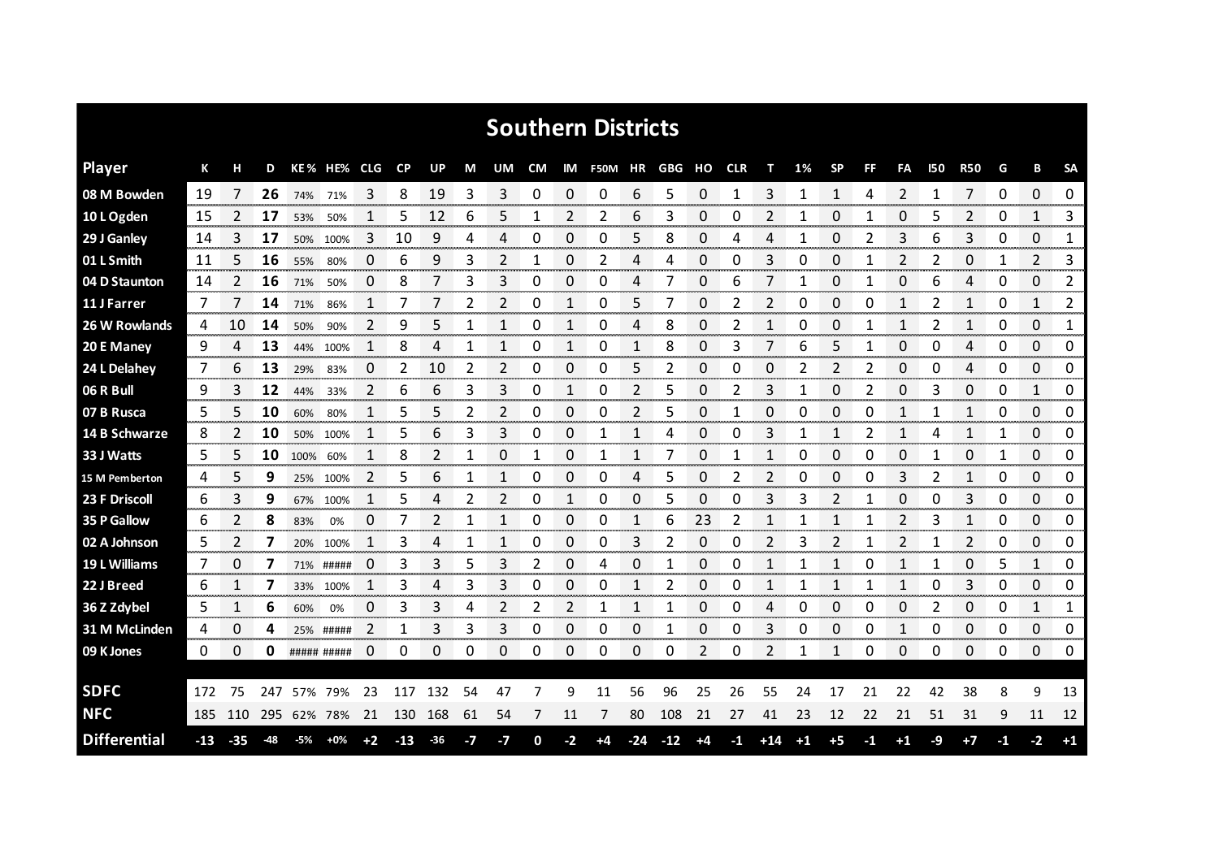# Southern Districts

| Player | K | H | D | KE% | HE% | CLG | CP | UP | M | UM | CM | IM | F50M | HR | GBG | HO | CLR | T | 1% | SP | FF | FA | I50 | R50 | G | B | SA |
|---|---|---|---|---|---|---|---|---|---|---|---|---|---|---|---|---|---|---|---|---|---|---|---|---|---|---|---|
| 08 M Bowden | 19 | 7 | **26** | 74% | 71% | 3 | 8 | 19 | 3 | 3 | 0 | 0 | 0 | 6 | 5 | 0 | 1 | 3 | 1 | 1 | 4 | 2 | 1 | 7 | 0 | 0 | 0 |
| 10 L Ogden | 15 | 2 | **17** | 53% | 50% | 1 | 5 | 12 | 6 | 5 | 1 | 2 | 2 | 6 | 3 | 0 | 0 | 2 | 1 | 0 | 1 | 0 | 5 | 2 | 0 | 1 | 3 |
| 29 J Ganley | 14 | 3 | **17** | 50% | 100% | 3 | 10 | 9 | 4 | 4 | 0 | 0 | 0 | 5 | 8 | 0 | 4 | 4 | 1 | 0 | 2 | 3 | 6 | 3 | 0 | 0 | 1 |
| 01 L Smith | 11 | 5 | **16** | 55% | 80% | 0 | 6 | 9 | 3 | 2 | 1 | 0 | 2 | 4 | 4 | 0 | 0 | 3 | 0 | 0 | 1 | 2 | 2 | 0 | 1 | 2 | 3 |
| 04 D Staunton | 14 | 2 | **16** | 71% | 50% | 0 | 8 | 7 | 3 | 3 | 0 | 0 | 0 | 4 | 7 | 0 | 6 | 7 | 1 | 0 | 1 | 0 | 6 | 4 | 0 | 0 | 2 |
| 11 J Farrer | 7 | 7 | **14** | 71% | 86% | 1 | 7 | 7 | 2 | 2 | 0 | 1 | 0 | 5 | 7 | 0 | 2 | 2 | 0 | 0 | 0 | 1 | 2 | 1 | 0 | 1 | 2 |
| 26 W Rowlands | 4 | 10 | **14** | 50% | 90% | 2 | 9 | 5 | 1 | 1 | 0 | 1 | 0 | 4 | 8 | 0 | 2 | 1 | 0 | 0 | 1 | 1 | 2 | 1 | 0 | 0 | 1 |
| 20 E Maney | 9 | 4 | **13** | 44% | 100% | 1 | 8 | 4 | 1 | 1 | 0 | 1 | 0 | 1 | 8 | 0 | 3 | 7 | 6 | 5 | 1 | 0 | 0 | 4 | 0 | 0 | 0 |
| 24 L Delahey | 7 | 6 | **13** | 29% | 83% | 0 | 2 | 10 | 2 | 2 | 0 | 0 | 0 | 5 | 2 | 0 | 0 | 0 | 2 | 2 | 2 | 0 | 0 | 4 | 0 | 0 | 0 |
| 06 R Bull | 9 | 3 | **12** | 44% | 33% | 2 | 6 | 6 | 3 | 3 | 0 | 1 | 0 | 2 | 5 | 0 | 2 | 3 | 1 | 0 | 2 | 0 | 3 | 0 | 0 | 1 | 0 |
| 07 B Rusca | 5 | 5 | **10** | 60% | 80% | 1 | 5 | 5 | 2 | 2 | 0 | 0 | 0 | 2 | 5 | 0 | 1 | 0 | 0 | 0 | 0 | 1 | 1 | 1 | 0 | 0 | 0 |
| 14 B Schwarze | 8 | 2 | **10** | 50% | 100% | 1 | 5 | 6 | 3 | 3 | 0 | 0 | 1 | 1 | 4 | 0 | 0 | 3 | 1 | 1 | 2 | 1 | 4 | 1 | 1 | 0 | 0 |
| 33 J Watts | 5 | 5 | **10** | 100% | 60% | 1 | 8 | 2 | 1 | 0 | 1 | 0 | 1 | 1 | 7 | 0 | 1 | 1 | 0 | 0 | 0 | 0 | 1 | 0 | 1 | 0 | 0 |
| 15 M Pemberton | 4 | 5 | **9** | 25% | 100% | 2 | 5 | 6 | 1 | 1 | 0 | 0 | 0 | 4 | 5 | 0 | 2 | 2 | 0 | 0 | 0 | 3 | 2 | 1 | 0 | 0 | 0 |
| 23 F Driscoll | 6 | 3 | **9** | 67% | 100% | 1 | 5 | 4 | 2 | 2 | 0 | 1 | 0 | 0 | 5 | 0 | 0 | 3 | 3 | 2 | 1 | 0 | 0 | 3 | 0 | 0 | 0 |
| 35 P Gallow | 6 | 2 | **8** | 83% | 0% | 0 | 7 | 2 | 1 | 1 | 0 | 0 | 0 | 1 | 6 | 23 | 2 | 1 | 1 | 1 | 1 | 2 | 3 | 1 | 0 | 0 | 0 |
| 02 A Johnson | 5 | 2 | **7** | 20% | 100% | 1 | 3 | 4 | 1 | 1 | 0 | 0 | 0 | 3 | 2 | 0 | 0 | 2 | 3 | 2 | 1 | 2 | 1 | 2 | 0 | 0 | 0 |
| 19 L Williams | 7 | 0 | **7** | 71% | ##### | 0 | 3 | 3 | 5 | 3 | 2 | 0 | 4 | 0 | 1 | 0 | 0 | 1 | 1 | 1 | 0 | 1 | 1 | 0 | 5 | 1 | 0 |
| 22 J Breed | 6 | 1 | **7** | 33% | 100% | 1 | 3 | 4 | 3 | 3 | 0 | 0 | 0 | 1 | 2 | 0 | 0 | 1 | 1 | 1 | 1 | 1 | 0 | 3 | 0 | 0 | 0 |
| 36 Z Zdybel | 5 | 1 | **6** | 60% | 0% | 0 | 3 | 3 | 4 | 2 | 2 | 2 | 1 | 1 | 1 | 0 | 0 | 4 | 0 | 0 | 0 | 0 | 2 | 0 | 0 | 1 | 1 |
| 31 M McLinden | 4 | 0 | **4** | 25% | ##### | 2 | 1 | 3 | 3 | 3 | 0 | 0 | 0 | 0 | 1 | 0 | 0 | 3 | 0 | 0 | 0 | 1 | 0 | 0 | 0 | 0 | 0 |
| 09 K Jones | 0 | 0 | **0** | ##### | ##### | 0 | 0 | 0 | 0 | 0 | 0 | 0 | 0 | 0 | 0 | 2 | 0 | 2 | 1 | 1 | 0 | 0 | 0 | 0 | 0 | 0 | 0 |
| **SDFC** | 172 | 75 | 247 | 57% | 79% | 23 | 117 | 132 | 54 | 47 | 7 | 9 | 11 | 56 | 96 | 25 | 26 | 55 | 24 | 17 | 21 | 22 | 42 | 38 | 8 | 9 | 13 |
| **NFC** | 185 | 110 | 295 | 62% | 78% | 21 | 130 | 168 | 61 | 54 | 7 | 11 | 7 | 80 | 108 | 21 | 27 | 41 | 23 | 12 | 22 | 21 | 51 | 31 | 9 | 11 | 12 |
| **Differential** | -13 | -35 | -48 | -5% | +0% | +2 | -13 | -36 | -7 | -7 | 0 | -2 | +4 | -24 | -12 | +4 | -1 | +14 | +1 | +5 | -1 | +1 | -9 | +7 | -1 | -2 | +1 |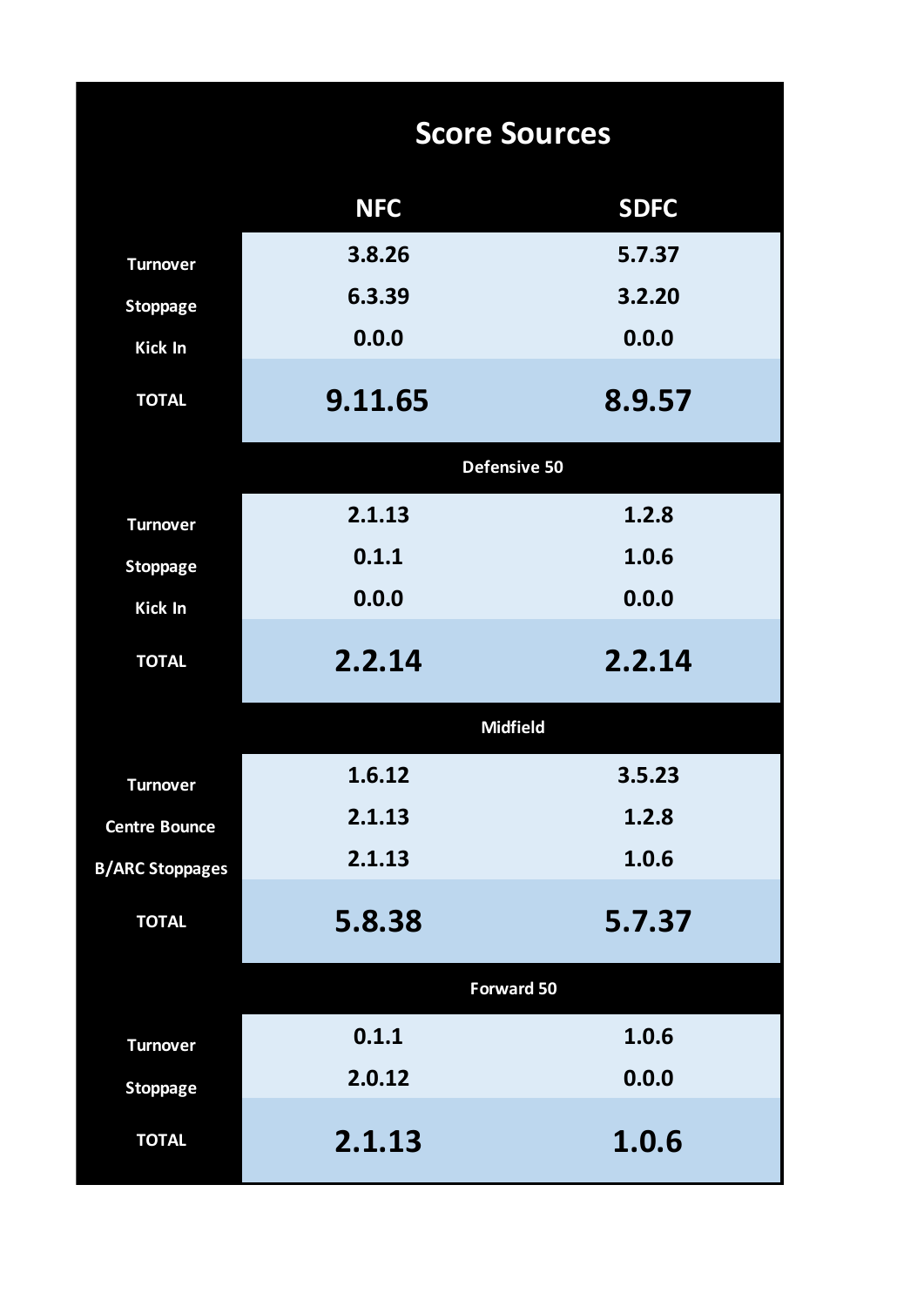## Score Sources

| | NFC | SDFC |
|---|---|---|
| Turnover | 3.8.26 | 5.7.37 |
| Stoppage | 6.3.39 | 3.2.20 |
| Kick In | 0.0.0 | 0.0.0 |
| **TOTAL** | **9.11.65** | **8.9.57** |
| **Defensive 50** | | |
| Turnover | 2.1.13 | 1.2.8 |
| Stoppage | 0.1.1 | 1.0.6 |
| Kick In | 0.0.0 | 0.0.0 |
| **TOTAL** | **2.2.14** | **2.2.14** |
| **Midfield** | | |
| Turnover | 1.6.12 | 3.5.23 |
| Centre Bounce | 2.1.13 | 1.2.8 |
| B/ARC Stoppages | 2.1.13 | 1.0.6 |
| **TOTAL** | **5.8.38** | **5.7.37** |
| **Forward 50** | | |
| Turnover | 0.1.1 | 1.0.6 |
| Stoppage | 2.0.12 | 0.0.0 |
| **TOTAL** | **2.1.13** | **1.0.6** |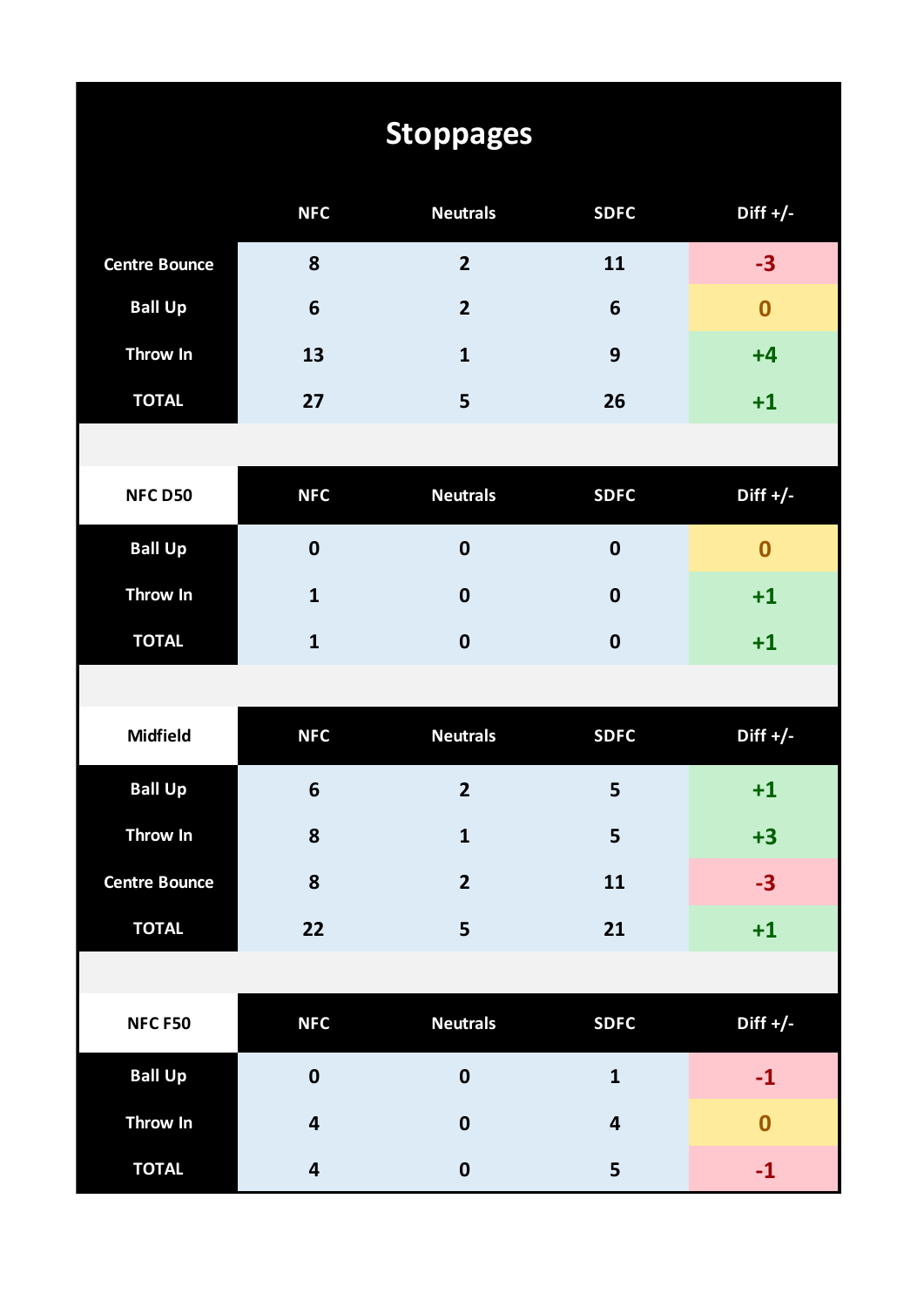# Stoppages

| | NFC | Neutrals | SDFC | Diff +/- |
|---|---|---|---|---|
| Centre Bounce | 8 | 2 | 11 | -3 |
| Ball Up | 6 | 2 | 6 | 0 |
| Throw In | 13 | 1 | 9 | +4 |
| TOTAL | 27 | 5 | 26 | +1 |

| NFC D50 | NFC | Neutrals | SDFC | Diff +/- |
|---|---|---|---|---|
| Ball Up | 0 | 0 | 0 | 0 |
| Throw In | 1 | 0 | 0 | +1 |
| TOTAL | 1 | 0 | 0 | +1 |

| Midfield | NFC | Neutrals | SDFC | Diff +/- |
|---|---|---|---|---|
| Ball Up | 6 | 2 | 5 | +1 |
| Throw In | 8 | 1 | 5 | +3 |
| Centre Bounce | 8 | 2 | 11 | -3 |
| TOTAL | 22 | 5 | 21 | +1 |

| NFC F50 | NFC | Neutrals | SDFC | Diff +/- |
|---|---|---|---|---|
| Ball Up | 0 | 0 | 1 | -1 |
| Throw In | 4 | 0 | 4 | 0 |
| TOTAL | 4 | 0 | 5 | -1 |